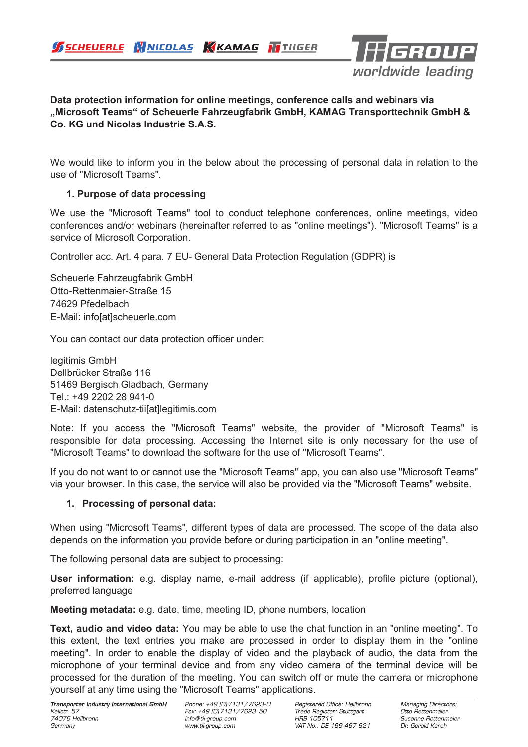**Data protection information for online meetings, conference calls and webinars via „Microsoft Teams“ of Scheuerle Fahrzeugfabrik GmbH, KAMAG Transporttechnik GmbH & Co. KG und Nicolas Industrie S.A.S.**

We would like to inform you in the below about the processing of personal data in relation to the use of "Microsoft Teams".

## 1. Purpose of data processing

We use the "Microsoft Teams" tool to conduct telephone conferences, online meetings, video conferences and/or webinars (hereinafter referred to as "online meetings"). "Microsoft Teams" is a service of Microsoft Corporation.

Controller acc. Art. 4 para. 7 EU- General Data Protection Regulation (GDPR) is

Scheuerle Fahrzeugfabrik GmbH
Otto-Rettenmaier-Straße 15
74629 Pfedelbach
E-Mail: info[at]scheuerle.com

You can contact our data protection officer under:

legitimis GmbH
Dellbrücker Straße 116
51469 Bergisch Gladbach, Germany
Tel.: +49 2202 28 941-0
E-Mail: datenschutz-tii[at]legitimis.com

Note: If you access the "Microsoft Teams" website, the provider of "Microsoft Teams" is responsible for data processing. Accessing the Internet site is only necessary for the use of "Microsoft Teams" to download the software for the use of "Microsoft Teams".

If you do not want to or cannot use the "Microsoft Teams" app, you can also use "Microsoft Teams" via your browser. In this case, the service will also be provided via the "Microsoft Teams" website.

## 1. Processing of personal data:

When using "Microsoft Teams", different types of data are processed. The scope of the data also depends on the information you provide before or during participation in an "online meeting".

The following personal data are subject to processing:

**User information:** e.g. display name, e-mail address (if applicable), profile picture (optional), preferred language

**Meeting metadata:** e.g. date, time, meeting ID, phone numbers, location

**Text, audio and video data:** You may be able to use the chat function in an "online meeting". To this extent, the text entries you make are processed in order to display them in the "online meeting". In order to enable the display of video and the playback of audio, the data from the microphone of your terminal device and from any video camera of the terminal device will be processed for the duration of the meeting. You can switch off or mute the camera or microphone yourself at any time using the "Microsoft Teams" applications.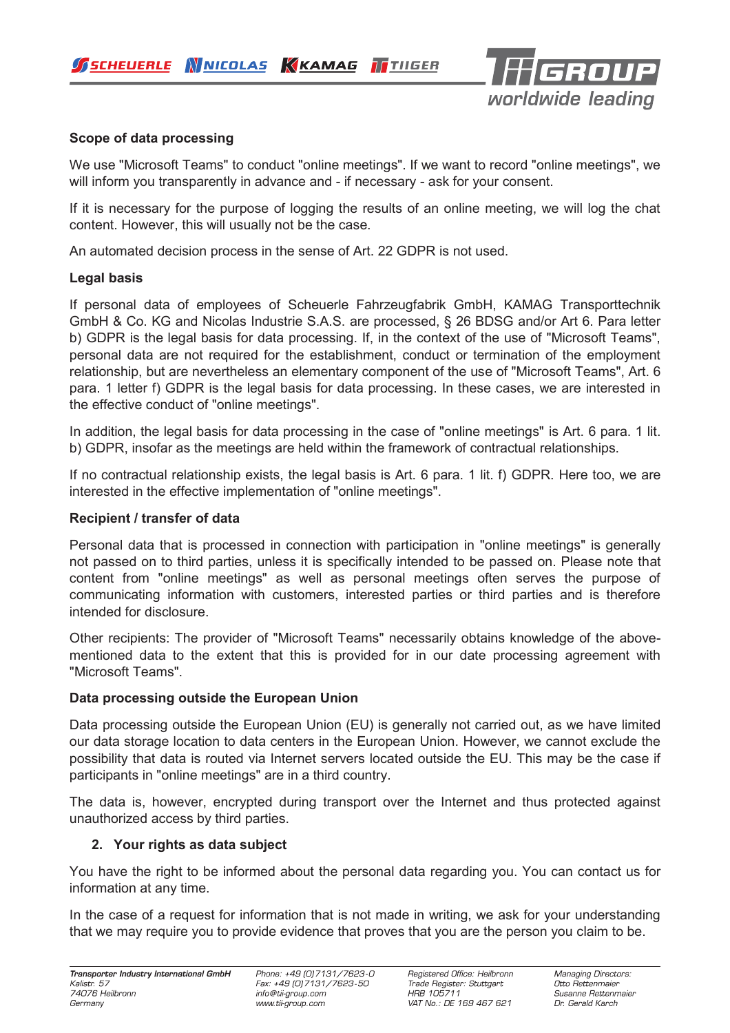**Scope of data processing**

We use "Microsoft Teams" to conduct "online meetings". If we want to record "online meetings", we will inform you transparently in advance and - if necessary - ask for your consent.

If it is necessary for the purpose of logging the results of an online meeting, we will log the chat content. However, this will usually not be the case.

An automated decision process in the sense of Art. 22 GDPR is not used.

**Legal basis**

If personal data of employees of Scheuerle Fahrzeugfabrik GmbH, KAMAG Transporttechnik GmbH & Co. KG and Nicolas Industrie S.A.S. are processed, § 26 BDSG and/or Art 6. Para letter b) GDPR is the legal basis for data processing. If, in the context of the use of "Microsoft Teams", personal data are not required for the establishment, conduct or termination of the employment relationship, but are nevertheless an elementary component of the use of "Microsoft Teams", Art. 6 para. 1 letter f) GDPR is the legal basis for data processing. In these cases, we are interested in the effective conduct of "online meetings".

In addition, the legal basis for data processing in the case of "online meetings" is Art. 6 para. 1 lit. b) GDPR, insofar as the meetings are held within the framework of contractual relationships.

If no contractual relationship exists, the legal basis is Art. 6 para. 1 lit. f) GDPR. Here too, we are interested in the effective implementation of "online meetings".

**Recipient / transfer of data**

Personal data that is processed in connection with participation in "online meetings" is generally not passed on to third parties, unless it is specifically intended to be passed on. Please note that content from "online meetings" as well as personal meetings often serves the purpose of communicating information with customers, interested parties or third parties and is therefore intended for disclosure.

Other recipients: The provider of "Microsoft Teams" necessarily obtains knowledge of the above-mentioned data to the extent that this is provided for in our date processing agreement with "Microsoft Teams".

**Data processing outside the European Union**

Data processing outside the European Union (EU) is generally not carried out, as we have limited our data storage location to data centers in the European Union. However, we cannot exclude the possibility that data is routed via Internet servers located outside the EU. This may be the case if participants in "online meetings" are in a third country.

The data is, however, encrypted during transport over the Internet and thus protected against unauthorized access by third parties.

## 2. Your rights as data subject

You have the right to be informed about the personal data regarding you. You can contact us for information at any time.

In the case of a request for information that is not made in writing, we ask for your understanding that we may require you to provide evidence that proves that you are the person you claim to be.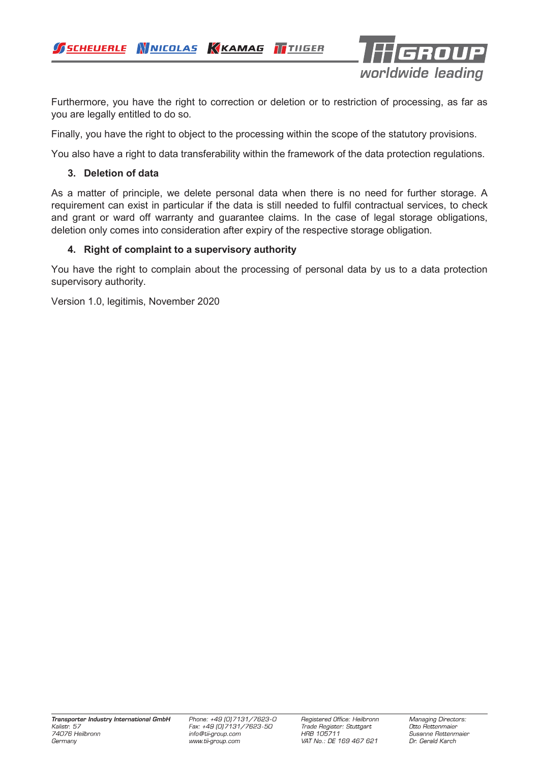Furthermore, you have the right to correction or deletion or to restriction of processing, as far as you are legally entitled to do so.

Finally, you have the right to object to the processing within the scope of the statutory provisions.

You also have a right to data transferability within the framework of the data protection regulations.

### 3. Deletion of data

As a matter of principle, we delete personal data when there is no need for further storage. A requirement can exist in particular if the data is still needed to fulfil contractual services, to check and grant or ward off warranty and guarantee claims. In the case of legal storage obligations, deletion only comes into consideration after expiry of the respective storage obligation.

### 4. Right of complaint to a supervisory authority

You have the right to complain about the processing of personal data by us to a data protection supervisory authority.

Version 1.0, legitimis, November 2020